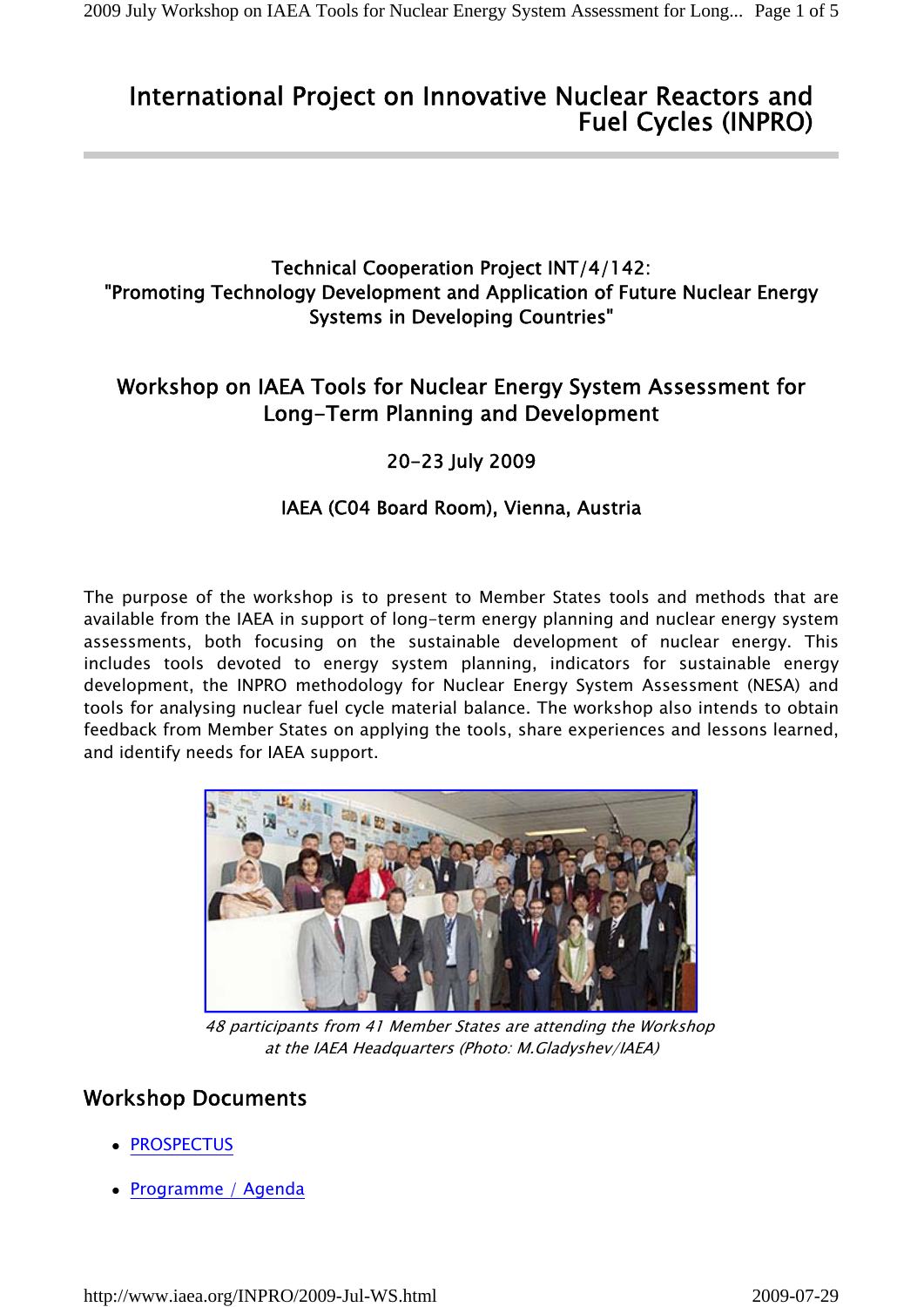# International Project on Innovative Nuclear Reactors and Fuel Cycles (INPRO)

### Technical Cooperation Project INT/4/142: "Promoting Technology Development and Application of Future Nuclear Energy Systems in Developing Countries"

## Workshop on IAEA Tools for Nuclear Energy System Assessment for Long-Term Planning and Development

20-23 July 2009

IAEA (C04 Board Room), Vienna, Austria

The purpose of the workshop is to present to Member States tools and methods that are available from the IAEA in support of long-term energy planning and nuclear energy system assessments, both focusing on the sustainable development of nuclear energy. This includes tools devoted to energy system planning, indicators for sustainable energy development, the INPRO methodology for Nuclear Energy System Assessment (NESA) and tools for analysing nuclear fuel cycle material balance. The workshop also intends to obtain feedback from Member States on applying the tools, share experiences and lessons learned, and identify needs for IAEA support.

*48 participants from 41 Member States are attending the Workshop at the IAEA Headquarters (Photo: M.Gladyshev/IAEA)*

## Workshop Documents

- PROSPECTUS
- Programme / Agenda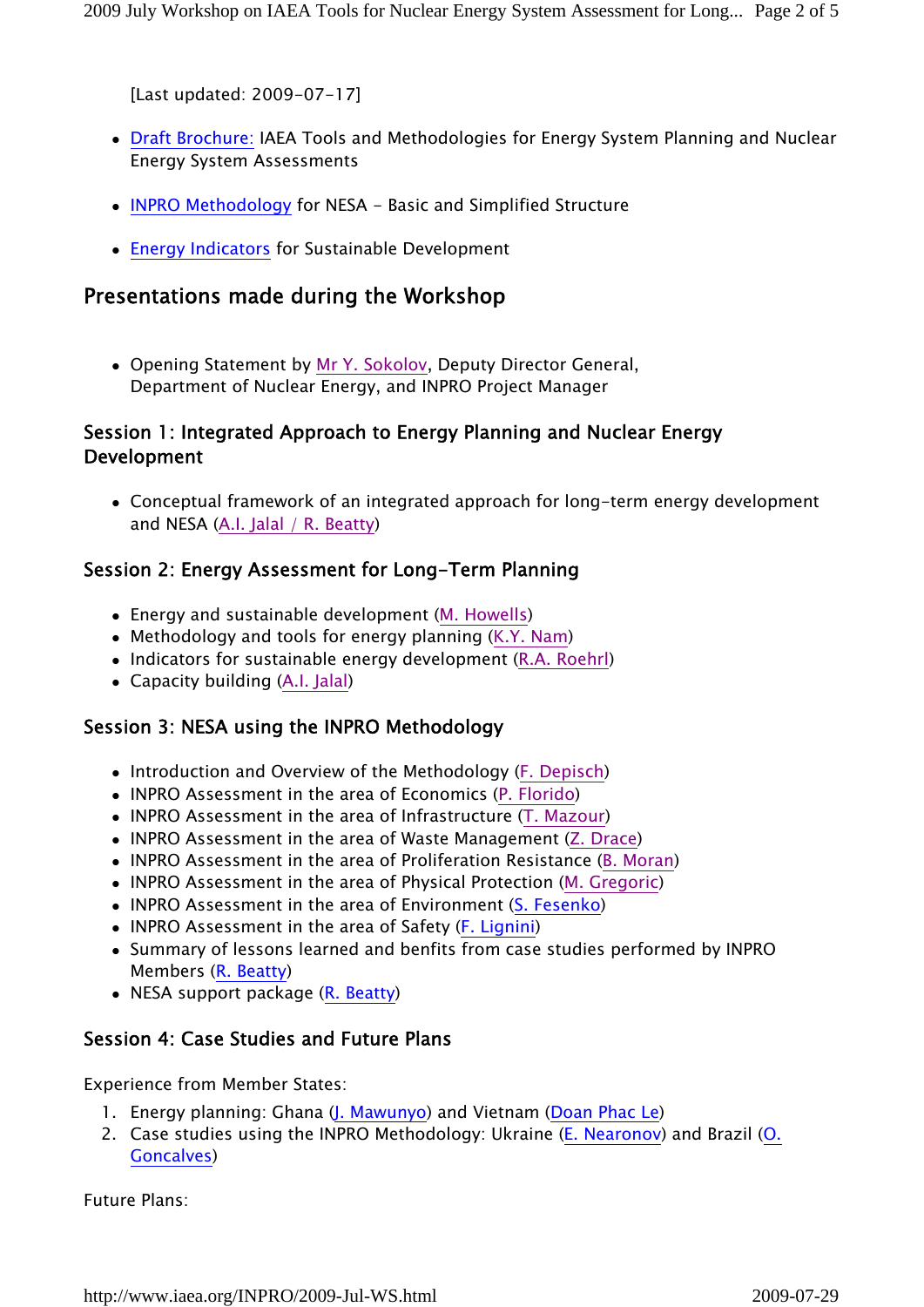[Last updated: 2009-07-17]

- Draft Brochure: IAEA Tools and Methodologies for Energy System Planning and Nuclear Energy System Assessments
- INPRO Methodology for NESA - Basic and Simplified Structure
- Energy Indicators for Sustainable Development

## Presentations made during the Workshop

- Opening Statement by Mr Y. Sokolov, Deputy Director General, Department of Nuclear Energy, and INPRO Project Manager

### Session 1: Integrated Approach to Energy Planning and Nuclear Energy Development

- Conceptual framework of an integrated approach for long-term energy development and NESA (A.I. Jalal / R. Beatty)

### Session 2: Energy Assessment for Long-Term Planning

- Energy and sustainable development (M. Howells)
- Methodology and tools for energy planning (K.Y. Nam)
- Indicators for sustainable energy development (R.A. Roehrl)
- Capacity building (A.I. Jalal)

### Session 3: NESA using the INPRO Methodology

- Introduction and Overview of the Methodology (F. Depisch)
- INPRO Assessment in the area of Economics (P. Florido)
- INPRO Assessment in the area of Infrastructure (T. Mazour)
- INPRO Assessment in the area of Waste Management (Z. Drace)
- INPRO Assessment in the area of Proliferation Resistance (B. Moran)
- INPRO Assessment in the area of Physical Protection (M. Gregoric)
- INPRO Assessment in the area of Environment (S. Fesenko)
- INPRO Assessment in the area of Safety (F. Lignini)
- Summary of lessons learned and benfits from case studies performed by INPRO Members (R. Beatty)
- NESA support package (R. Beatty)

### Session 4: Case Studies and Future Plans

Experience from Member States:

1. Energy planning: Ghana (J. Mawunyo) and Vietnam (Doan Phac Le)
2. Case studies using the INPRO Methodology: Ukraine (E. Nearonov) and Brazil (O. Goncalves)

Future Plans: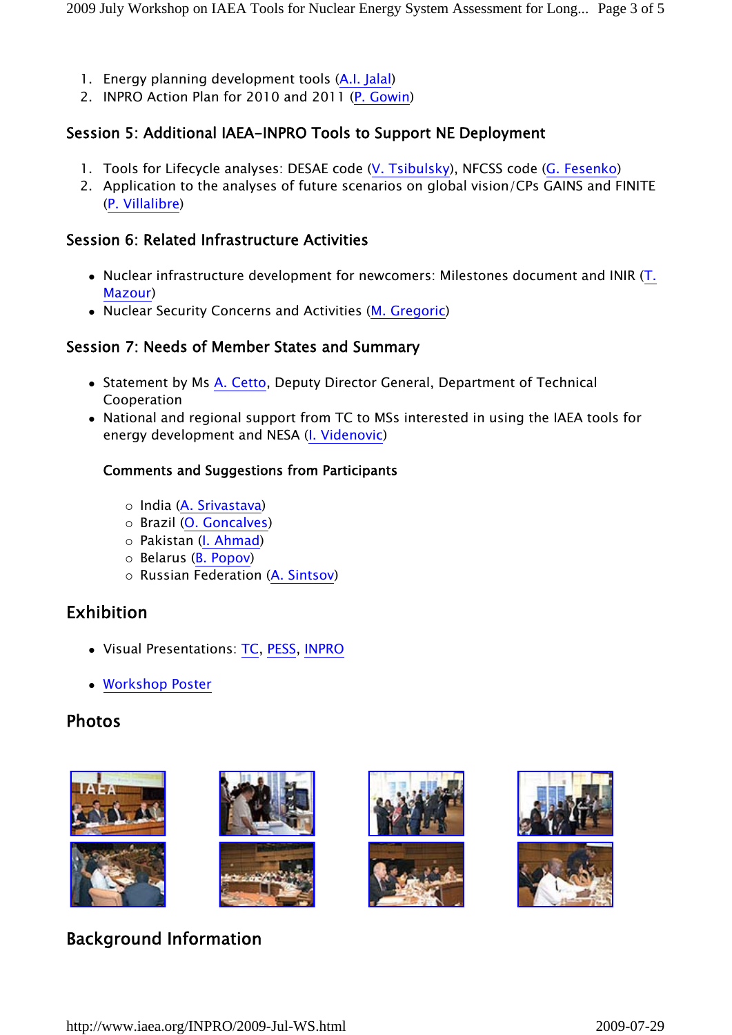1. Energy planning development tools (A.I. Jalal)
2. INPRO Action Plan for 2010 and 2011 (P. Gowin)

### Session 5: Additional IAEA-INPRO Tools to Support NE Deployment

1. Tools for Lifecycle analyses: DESAE code (V. Tsibulsky), NFCSS code (G. Fesenko)
2. Application to the analyses of future scenarios on global vision/CPs GAINS and FINITE (P. Villalibre)

### Session 6: Related Infrastructure Activities

- Nuclear infrastructure development for newcomers: Milestones document and INIR (T. Mazour)
- Nuclear Security Concerns and Activities (M. Gregoric)

### Session 7: Needs of Member States and Summary

- Statement by Ms A. Cetto, Deputy Director General, Department of Technical Cooperation
- National and regional support from TC to MSs interested in using the IAEA tools for energy development and NESA (I. Videnovic)

  **Comments and Suggestions from Participants**

  - India (A. Srivastava)
  - Brazil (O. Goncalves)
  - Pakistan (I. Ahmad)
  - Belarus (B. Popov)
  - Russian Federation (A. Sintsov)

## Exhibition

- Visual Presentations: TC, PESS, INPRO
- Workshop Poster

## Photos

## Background Information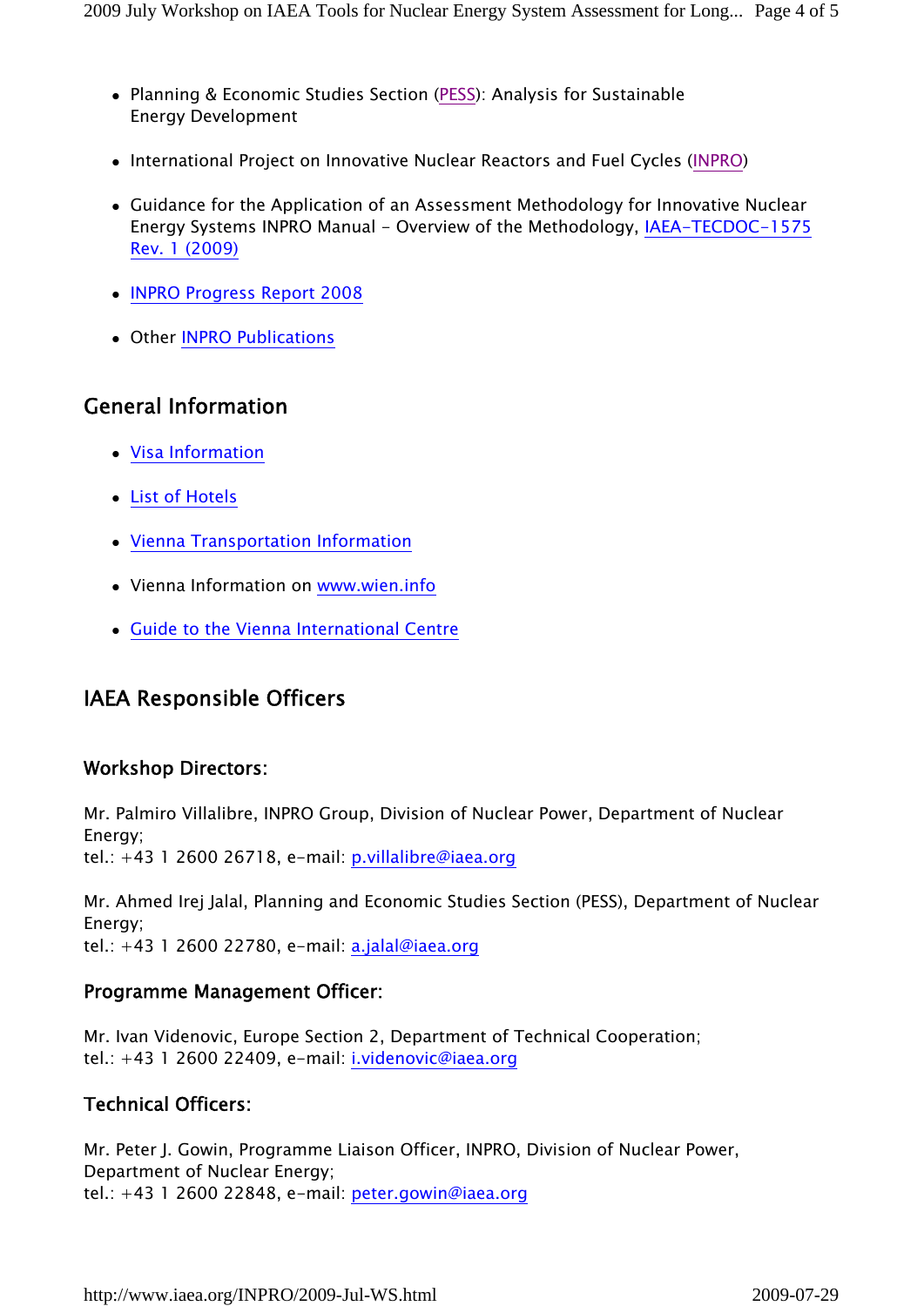- Planning & Economic Studies Section (PESS): Analysis for Sustainable Energy Development
- International Project on Innovative Nuclear Reactors and Fuel Cycles (INPRO)
- Guidance for the Application of an Assessment Methodology for Innovative Nuclear Energy Systems INPRO Manual - Overview of the Methodology, IAEA-TECDOC-1575 Rev. 1 (2009)
- INPRO Progress Report 2008
- Other INPRO Publications

## General Information

- Visa Information
- List of Hotels
- Vienna Transportation Information
- Vienna Information on www.wien.info
- Guide to the Vienna International Centre

## IAEA Responsible Officers

### Workshop Directors:

Mr. Palmiro Villalibre, INPRO Group, Division of Nuclear Power, Department of Nuclear Energy;
tel.: +43 1 2600 26718, e-mail: p.villalibre@iaea.org

Mr. Ahmed Irej Jalal, Planning and Economic Studies Section (PESS), Department of Nuclear Energy;
tel.: +43 1 2600 22780, e-mail: a.jalal@iaea.org

### Programme Management Officer:

Mr. Ivan Videnovic, Europe Section 2, Department of Technical Cooperation;
tel.: +43 1 2600 22409, e-mail: i.videnovic@iaea.org

### Technical Officers:

Mr. Peter J. Gowin, Programme Liaison Officer, INPRO, Division of Nuclear Power, Department of Nuclear Energy;
tel.: +43 1 2600 22848, e-mail: peter.gowin@iaea.org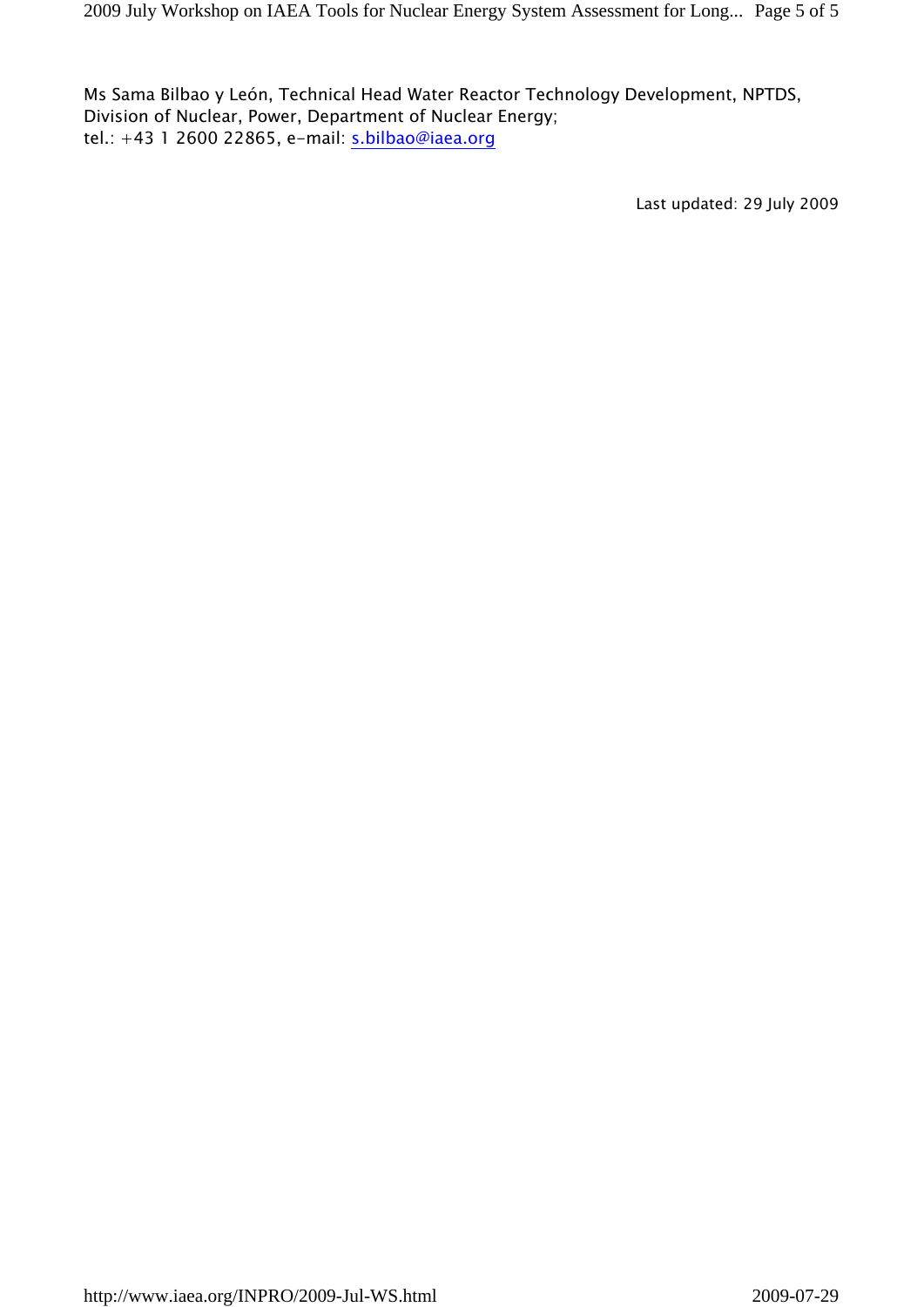Ms Sama Bilbao y León, Technical Head Water Reactor Technology Development, NPTDS, Division of Nuclear, Power, Department of Nuclear Energy;
tel.: +43 1 2600 22865, e-mail: s.bilbao@iaea.org

Last updated: 29 July 2009